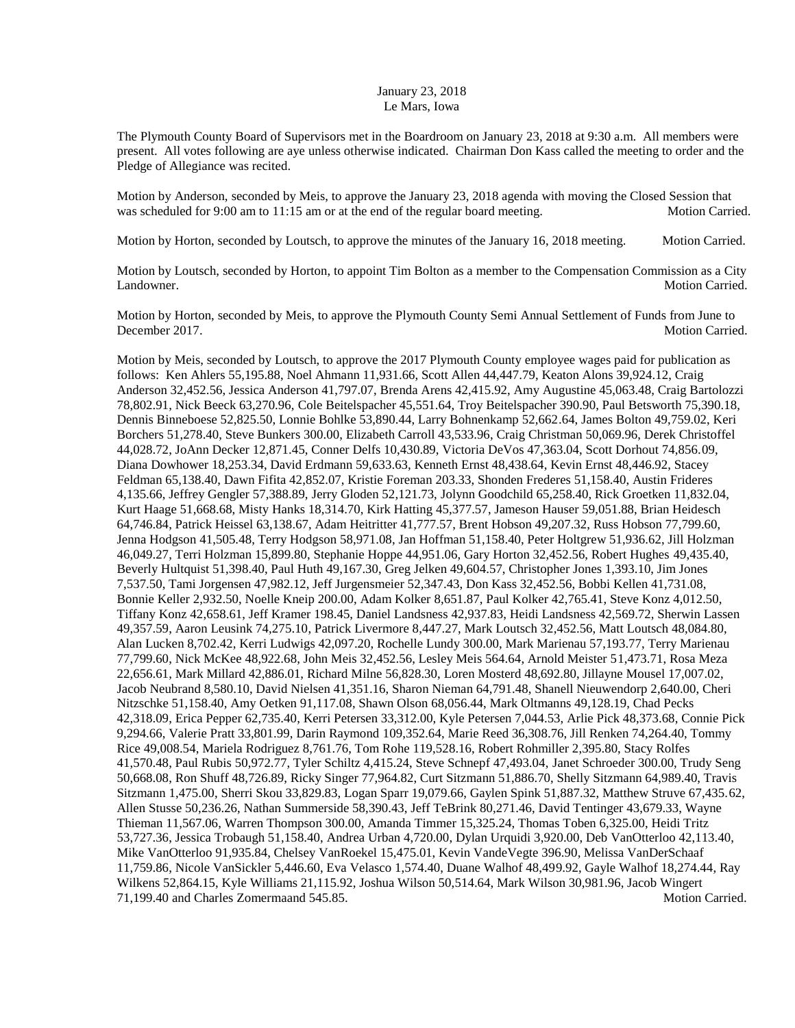January 23, 2018
Le Mars, Iowa

The Plymouth County Board of Supervisors met in the Boardroom on January 23, 2018 at 9:30 a.m. All members were present. All votes following are aye unless otherwise indicated. Chairman Don Kass called the meeting to order and the Pledge of Allegiance was recited.

Motion by Anderson, seconded by Meis, to approve the January 23, 2018 agenda with moving the Closed Session that was scheduled for 9:00 am to 11:15 am or at the end of the regular board meeting. Motion Carried.

Motion by Horton, seconded by Loutsch, to approve the minutes of the January 16, 2018 meeting. Motion Carried.

Motion by Loutsch, seconded by Horton, to appoint Tim Bolton as a member to the Compensation Commission as a City Landowner. Motion Carried.

Motion by Horton, seconded by Meis, to approve the Plymouth County Semi Annual Settlement of Funds from June to December 2017. Motion Carried.

Motion by Meis, seconded by Loutsch, to approve the 2017 Plymouth County employee wages paid for publication as follows: Ken Ahlers 55,195.88, Noel Ahmann 11,931.66, Scott Allen 44,447.79, Keaton Alons 39,924.12, Craig Anderson 32,452.56, Jessica Anderson 41,797.07, Brenda Arens 42,415.92, Amy Augustine 45,063.48, Craig Bartolozzi 78,802.91, Nick Beeck 63,270.96, Cole Beitelspacher 45,551.64, Troy Beitelspacher 390.90, Paul Betsworth 75,390.18, Dennis Binneboese 52,825.50, Lonnie Bohlke 53,890.44, Larry Bohnenkamp 52,662.64, James Bolton 49,759.02, Keri Borchers 51,278.40, Steve Bunkers 300.00, Elizabeth Carroll 43,533.96, Craig Christman 50,069.96, Derek Christoffel 44,028.72, JoAnn Decker 12,871.45, Conner Delfs 10,430.89, Victoria DeVos 47,363.04, Scott Dorhout 74,856.09, Diana Dowhower 18,253.34, David Erdmann 59,633.63, Kenneth Ernst 48,438.64, Kevin Ernst 48,446.92, Stacey Feldman 65,138.40, Dawn Fifita 42,852.07, Kristie Foreman 203.33, Shonden Frederes 51,158.40, Austin Frideres 4,135.66, Jeffrey Gengler 57,388.89, Jerry Gloden 52,121.73, Jolynn Goodchild 65,258.40, Rick Groetken 11,832.04, Kurt Haage 51,668.68, Misty Hanks 18,314.70, Kirk Hatting 45,377.57, Jameson Hauser 59,051.88, Brian Heidesch 64,746.84, Patrick Heissel 63,138.67, Adam Heitritter 41,777.57, Brent Hobson 49,207.32, Russ Hobson 77,799.60, Jenna Hodgson 41,505.48, Terry Hodgson 58,971.08, Jan Hoffman 51,158.40, Peter Holtgrew 51,936.62, Jill Holzman 46,049.27, Terri Holzman 15,899.80, Stephanie Hoppe 44,951.06, Gary Horton 32,452.56, Robert Hughes 49,435.40, Beverly Hultquist 51,398.40, Paul Huth 49,167.30, Greg Jelken 49,604.57, Christopher Jones 1,393.10, Jim Jones 7,537.50, Tami Jorgensen 47,982.12, Jeff Jurgensmeier 52,347.43, Don Kass 32,452.56, Bobbi Kellen 41,731.08, Bonnie Keller 2,932.50, Noelle Kneip 200.00, Adam Kolker 8,651.87, Paul Kolker 42,765.41, Steve Konz 4,012.50, Tiffany Konz 42,658.61, Jeff Kramer 198.45, Daniel Landsness 42,937.83, Heidi Landsness 42,569.72, Sherwin Lassen 49,357.59, Aaron Leusink 74,275.10, Patrick Livermore 8,447.27, Mark Loutsch 32,452.56, Matt Loutsch 48,084.80, Alan Lucken 8,702.42, Kerri Ludwigs 42,097.20, Rochelle Lundy 300.00, Mark Marienau 57,193.77, Terry Marienau 77,799.60, Nick McKee 48,922.68, John Meis 32,452.56, Lesley Meis 564.64, Arnold Meister 51,473.71, Rosa Meza 22,656.61, Mark Millard 42,886.01, Richard Milne 56,828.30, Loren Mosterd 48,692.80, Jillayne Mousel 17,007.02, Jacob Neubrand 8,580.10, David Nielsen 41,351.16, Sharon Nieman 64,791.48, Shanell Nieuwendorp 2,640.00, Cheri Nitzschke 51,158.40, Amy Oetken 91,117.08, Shawn Olson 68,056.44, Mark Oltmanns 49,128.19, Chad Pecks 42,318.09, Erica Pepper 62,735.40, Kerri Petersen 33,312.00, Kyle Petersen 7,044.53, Arlie Pick 48,373.68, Connie Pick 9,294.66, Valerie Pratt 33,801.99, Darin Raymond 109,352.64, Marie Reed 36,308.76, Jill Renken 74,264.40, Tommy Rice 49,008.54, Mariela Rodriguez 8,761.76, Tom Rohe 119,528.16, Robert Rohmiller 2,395.80, Stacy Rolfes 41,570.48, Paul Rubis 50,972.77, Tyler Schiltz 4,415.24, Steve Schnepf 47,493.04, Janet Schroeder 300.00, Trudy Seng 50,668.08, Ron Shuff 48,726.89, Ricky Singer 77,964.82, Curt Sitzmann 51,886.70, Shelly Sitzmann 64,989.40, Travis Sitzmann 1,475.00, Sherri Skou 33,829.83, Logan Sparr 19,079.66, Gaylen Spink 51,887.32, Matthew Struve 67,435.62, Allen Stusse 50,236.26, Nathan Summerside 58,390.43, Jeff TeBrink 80,271.46, David Tentinger 43,679.33, Wayne Thieman 11,567.06, Warren Thompson 300.00, Amanda Timmer 15,325.24, Thomas Toben 6,325.00, Heidi Tritz 53,727.36, Jessica Trobaugh 51,158.40, Andrea Urban 4,720.00, Dylan Urquidi 3,920.00, Deb VanOtterloo 42,113.40, Mike VanOtterloo 91,935.84, Chelsey VanRoekel 15,475.01, Kevin VandeVegte 396.90, Melissa VanDerSchaaf 11,759.86, Nicole VanSickler 5,446.60, Eva Velasco 1,574.40, Duane Walhof 48,499.92, Gayle Walhof 18,274.44, Ray Wilkens 52,864.15, Kyle Williams 21,115.92, Joshua Wilson 50,514.64, Mark Wilson 30,981.96, Jacob Wingert 71,199.40 and Charles Zomermaand 545.85. Motion Carried.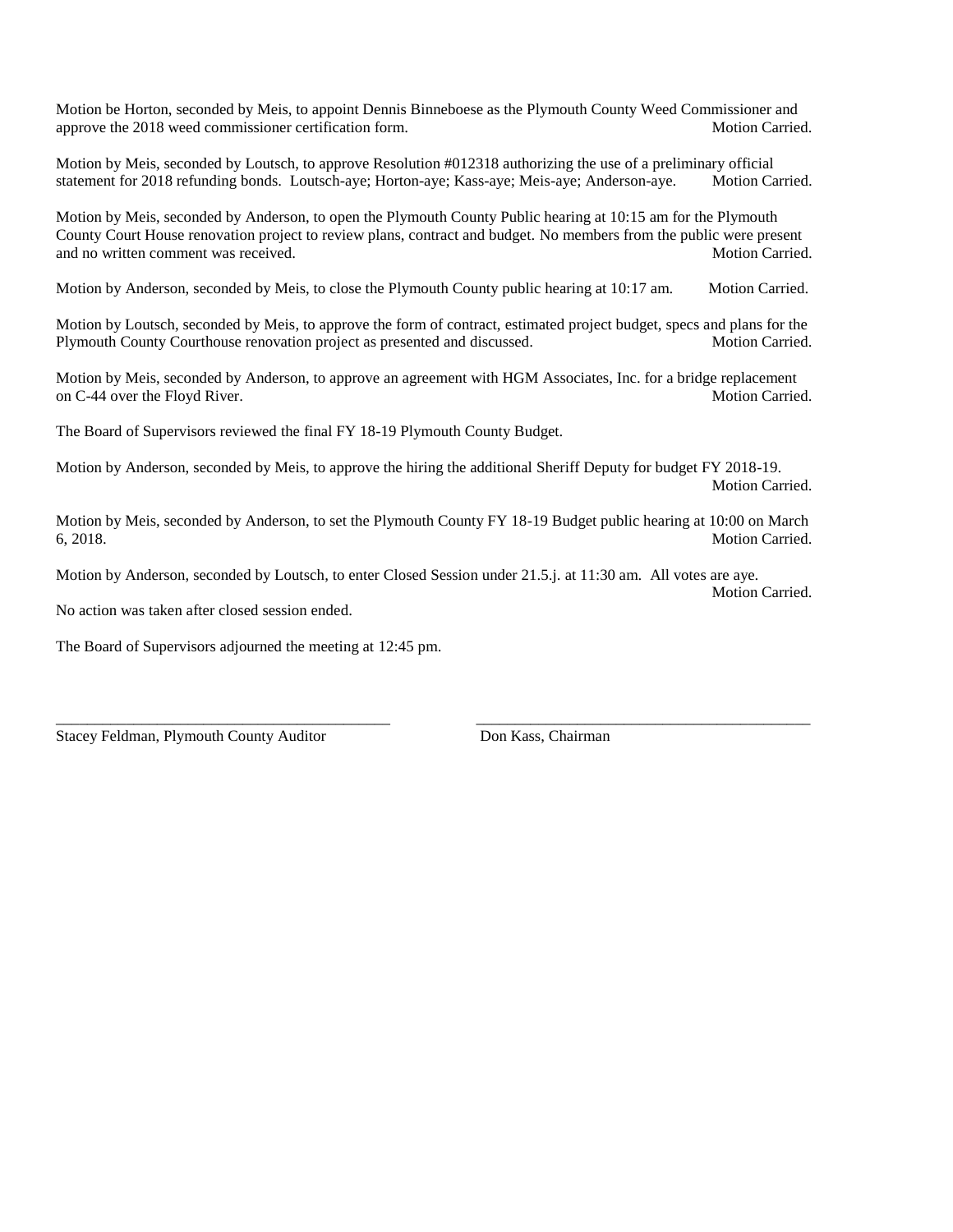Motion be Horton, seconded by Meis, to appoint Dennis Binneboese as the Plymouth County Weed Commissioner and approve the 2018 weed commissioner certification form. Motion Carried.

Motion by Meis, seconded by Loutsch, to approve Resolution #012318 authorizing the use of a preliminary official statement for 2018 refunding bonds. Loutsch-aye; Horton-aye; Kass-aye; Meis-aye; Anderson-aye. Motion Carried.

Motion by Meis, seconded by Anderson, to open the Plymouth County Public hearing at 10:15 am for the Plymouth County Court House renovation project to review plans, contract and budget. No members from the public were present and no written comment was received. Motion Carried.

Motion by Anderson, seconded by Meis, to close the Plymouth County public hearing at 10:17 am. Motion Carried.

Motion by Loutsch, seconded by Meis, to approve the form of contract, estimated project budget, specs and plans for the Plymouth County Courthouse renovation project as presented and discussed. Motion Carried.

Motion by Meis, seconded by Anderson, to approve an agreement with HGM Associates, Inc. for a bridge replacement on C-44 over the Floyd River. Motion Carried.

The Board of Supervisors reviewed the final FY 18-19 Plymouth County Budget.

Motion by Anderson, seconded by Meis, to approve the hiring the additional Sheriff Deputy for budget FY 2018-19. Motion Carried.

Motion by Meis, seconded by Anderson, to set the Plymouth County FY 18-19 Budget public hearing at 10:00 on March 6, 2018. Motion Carried.

Motion by Anderson, seconded by Loutsch, to enter Closed Session under 21.5.j. at 11:30 am. All votes are aye. Motion Carried.

No action was taken after closed session ended.

The Board of Supervisors adjourned the meeting at 12:45 pm.

\_\_\_\_\_\_\_\_\_\_\_\_\_\_\_\_\_\_\_\_\_\_\_\_\_\_\_\_\_\_\_\_\_\_\_\_\_\_\_\_
Stacey Feldman, Plymouth County Auditor

\_\_\_\_\_\_\_\_\_\_\_\_\_\_\_\_\_\_\_\_\_\_\_\_\_\_\_\_\_\_\_\_\_\_\_\_\_\_\_\_
Don Kass, Chairman